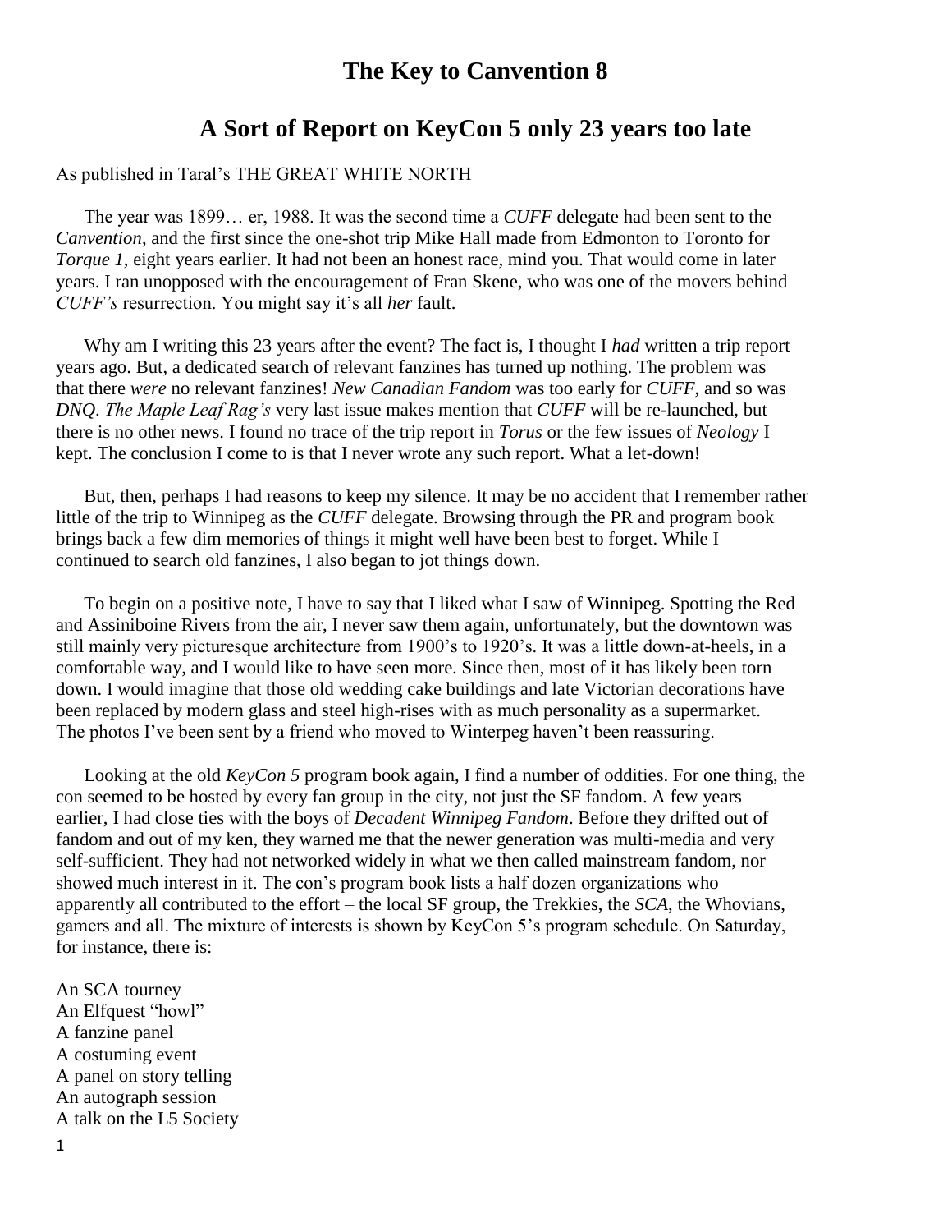# The Key to Canvention 8

## A Sort of Report on KeyCon 5 only 23 years too late

As published in Taral's THE GREAT WHITE NORTH

The year was 1899… er, 1988. It was the second time a *CUFF* delegate had been sent to the *Canvention*, and the first since the one-shot trip Mike Hall made from Edmonton to Toronto for *Torque 1*, eight years earlier. It had not been an honest race, mind you. That would come in later years. I ran unopposed with the encouragement of Fran Skene, who was one of the movers behind *CUFF's* resurrection. You might say it's all *her* fault.

Why am I writing this 23 years after the event? The fact is, I thought I *had* written a trip report years ago. But, a dedicated search of relevant fanzines has turned up nothing. The problem was that there *were* no relevant fanzines! *New Canadian Fandom* was too early for *CUFF*, and so was *DNQ*. *The Maple Leaf Rag's* very last issue makes mention that *CUFF* will be re-launched, but there is no other news. I found no trace of the trip report in *Torus* or the few issues of *Neology* I kept. The conclusion I come to is that I never wrote any such report. What a let-down!

But, then, perhaps I had reasons to keep my silence. It may be no accident that I remember rather little of the trip to Winnipeg as the *CUFF* delegate. Browsing through the PR and program book brings back a few dim memories of things it might well have been best to forget. While I continued to search old fanzines, I also began to jot things down.

To begin on a positive note, I have to say that I liked what I saw of Winnipeg. Spotting the Red and Assiniboine Rivers from the air, I never saw them again, unfortunately, but the downtown was still mainly very picturesque architecture from 1900's to 1920's. It was a little down-at-heels, in a comfortable way, and I would like to have seen more. Since then, most of it has likely been torn down. I would imagine that those old wedding cake buildings and late Victorian decorations have been replaced by modern glass and steel high-rises with as much personality as a supermarket. The photos I've been sent by a friend who moved to Winterpeg haven't been reassuring.

Looking at the old *KeyCon 5* program book again, I find a number of oddities. For one thing, the con seemed to be hosted by every fan group in the city, not just the SF fandom. A few years earlier, I had close ties with the boys of *Decadent Winnipeg Fandom*. Before they drifted out of fandom and out of my ken, they warned me that the newer generation was multi-media and very self-sufficient. They had not networked widely in what we then called mainstream fandom, nor showed much interest in it. The con's program book lists a half dozen organizations who apparently all contributed to the effort – the local SF group, the Trekkies, the *SCA*, the Whovians, gamers and all. The mixture of interests is shown by KeyCon 5's program schedule. On Saturday, for instance, there is:

An SCA tourney
An Elfquest "howl"
A fanzine panel
A costuming event
A panel on story telling
An autograph session
A talk on the L5 Society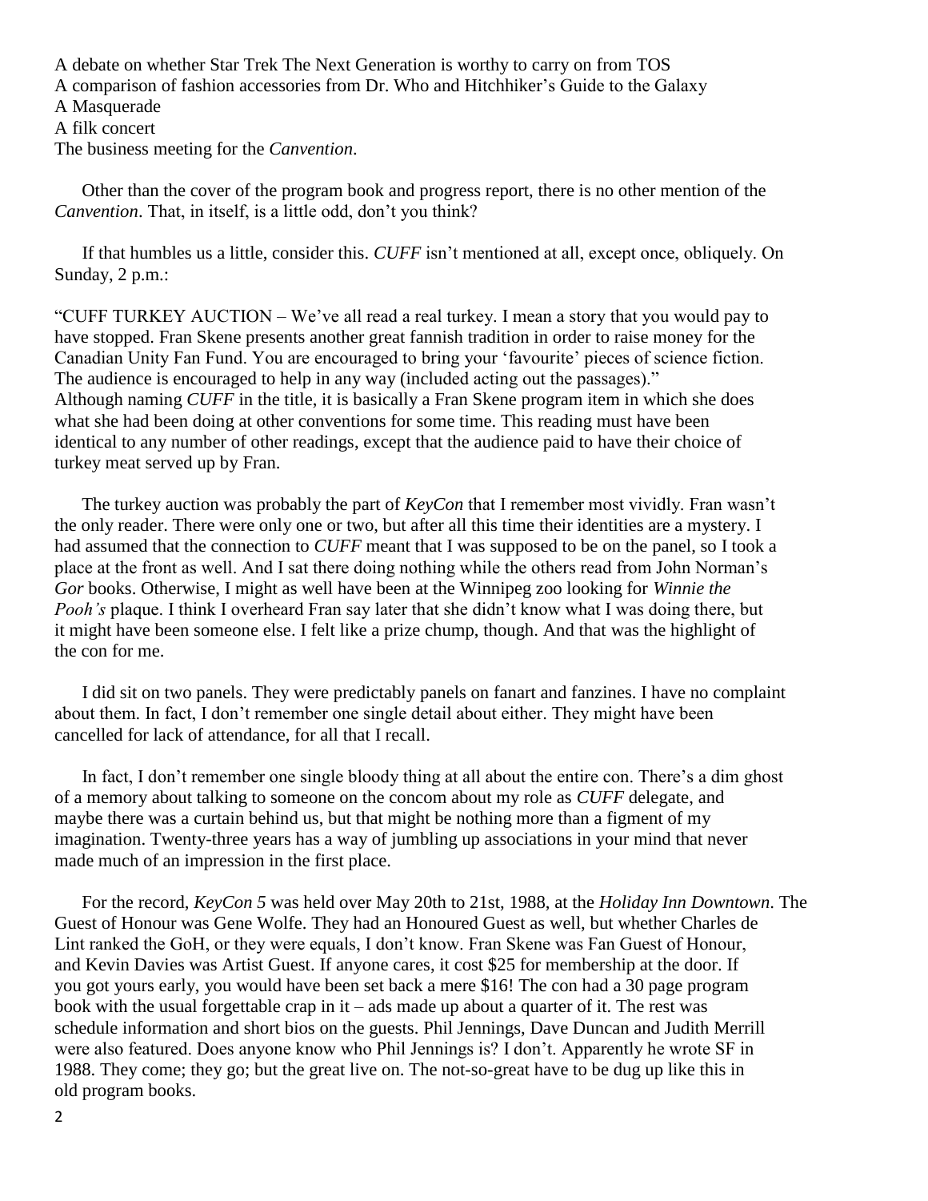A debate on whether Star Trek The Next Generation is worthy to carry on from TOS
A comparison of fashion accessories from Dr. Who and Hitchhiker's Guide to the Galaxy
A Masquerade
A filk concert
The business meeting for the *Canvention*.

Other than the cover of the program book and progress report, there is no other mention of the *Canvention*. That, in itself, is a little odd, don't you think?

If that humbles us a little, consider this. *CUFF* isn't mentioned at all, except once, obliquely. On Sunday, 2 p.m.:

"CUFF TURKEY AUCTION – We've all read a real turkey. I mean a story that you would pay to have stopped. Fran Skene presents another great fannish tradition in order to raise money for the Canadian Unity Fan Fund. You are encouraged to bring your 'favourite' pieces of science fiction. The audience is encouraged to help in any way (included acting out the passages)."
Although naming *CUFF* in the title, it is basically a Fran Skene program item in which she does what she had been doing at other conventions for some time. This reading must have been identical to any number of other readings, except that the audience paid to have their choice of turkey meat served up by Fran.

The turkey auction was probably the part of *KeyCon* that I remember most vividly. Fran wasn't the only reader. There were only one or two, but after all this time their identities are a mystery. I had assumed that the connection to *CUFF* meant that I was supposed to be on the panel, so I took a place at the front as well. And I sat there doing nothing while the others read from John Norman's *Gor* books. Otherwise, I might as well have been at the Winnipeg zoo looking for *Winnie the Pooh's* plaque. I think I overheard Fran say later that she didn't know what I was doing there, but it might have been someone else. I felt like a prize chump, though. And that was the highlight of the con for me.

I did sit on two panels. They were predictably panels on fanart and fanzines. I have no complaint about them. In fact, I don't remember one single detail about either. They might have been cancelled for lack of attendance, for all that I recall.

In fact, I don't remember one single bloody thing at all about the entire con. There's a dim ghost of a memory about talking to someone on the concom about my role as *CUFF* delegate, and maybe there was a curtain behind us, but that might be nothing more than a figment of my imagination. Twenty-three years has a way of jumbling up associations in your mind that never made much of an impression in the first place.

For the record, *KeyCon 5* was held over May 20th to 21st, 1988, at the *Holiday Inn Downtown*. The Guest of Honour was Gene Wolfe. They had an Honoured Guest as well, but whether Charles de Lint ranked the GoH, or they were equals, I don't know. Fran Skene was Fan Guest of Honour, and Kevin Davies was Artist Guest. If anyone cares, it cost $25 for membership at the door. If you got yours early, you would have been set back a mere $16! The con had a 30 page program book with the usual forgettable crap in it – ads made up about a quarter of it. The rest was schedule information and short bios on the guests. Phil Jennings, Dave Duncan and Judith Merrill were also featured. Does anyone know who Phil Jennings is? I don't. Apparently he wrote SF in 1988. They come; they go; but the great live on. The not-so-great have to be dug up like this in old program books.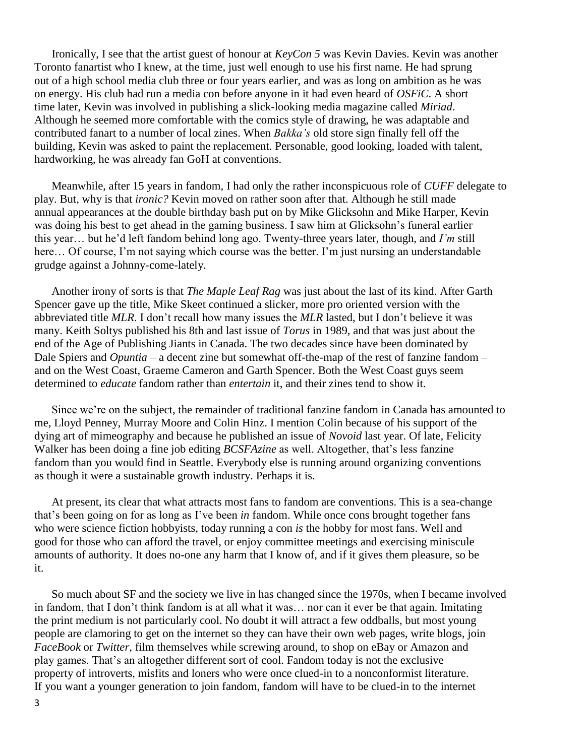Ironically, I see that the artist guest of honour at *KeyCon 5* was Kevin Davies. Kevin was another Toronto fanartist who I knew, at the time, just well enough to use his first name. He had sprung out of a high school media club three or four years earlier, and was as long on ambition as he was on energy. His club had run a media con before anyone in it had even heard of *OSFiC*. A short time later, Kevin was involved in publishing a slick-looking media magazine called *Miriad*. Although he seemed more comfortable with the comics style of drawing, he was adaptable and contributed fanart to a number of local zines. When *Bakka's* old store sign finally fell off the building, Kevin was asked to paint the replacement. Personable, good looking, loaded with talent, hardworking, he was already fan GoH at conventions.

Meanwhile, after 15 years in fandom, I had only the rather inconspicuous role of *CUFF* delegate to play. But, why is that *ironic?* Kevin moved on rather soon after that. Although he still made annual appearances at the double birthday bash put on by Mike Glicksohn and Mike Harper, Kevin was doing his best to get ahead in the gaming business. I saw him at Glicksohn's funeral earlier this year… but he'd left fandom behind long ago. Twenty-three years later, though, and *I'm* still here… Of course, I'm not saying which course was the better. I'm just nursing an understandable grudge against a Johnny-come-lately.

Another irony of sorts is that *The Maple Leaf Rag* was just about the last of its kind. After Garth Spencer gave up the title, Mike Skeet continued a slicker, more pro oriented version with the abbreviated title *MLR*. I don't recall how many issues the *MLR* lasted, but I don't believe it was many. Keith Soltys published his 8th and last issue of *Torus* in 1989, and that was just about the end of the Age of Publishing Jiants in Canada. The two decades since have been dominated by Dale Spiers and *Opuntia* – a decent zine but somewhat off-the-map of the rest of fanzine fandom – and on the West Coast, Graeme Cameron and Garth Spencer. Both the West Coast guys seem determined to *educate* fandom rather than *entertain* it, and their zines tend to show it.

Since we're on the subject, the remainder of traditional fanzine fandom in Canada has amounted to me, Lloyd Penney, Murray Moore and Colin Hinz. I mention Colin because of his support of the dying art of mimeography and because he published an issue of *Novoid* last year. Of late, Felicity Walker has been doing a fine job editing *BCSFAzine* as well. Altogether, that's less fanzine fandom than you would find in Seattle. Everybody else is running around organizing conventions as though it were a sustainable growth industry. Perhaps it is.

At present, its clear that what attracts most fans to fandom are conventions. This is a sea-change that's been going on for as long as I've been *in* fandom. While once cons brought together fans who were science fiction hobbyists, today running a con *is* the hobby for most fans. Well and good for those who can afford the travel, or enjoy committee meetings and exercising miniscule amounts of authority. It does no-one any harm that I know of, and if it gives them pleasure, so be it.

So much about SF and the society we live in has changed since the 1970s, when I became involved in fandom, that I don't think fandom is at all what it was… nor can it ever be that again. Imitating the print medium is not particularly cool. No doubt it will attract a few oddballs, but most young people are clamoring to get on the internet so they can have their own web pages, write blogs, join *FaceBook* or *Twitter*, film themselves while screwing around, to shop on eBay or Amazon and play games. That's an altogether different sort of cool. Fandom today is not the exclusive property of introverts, misfits and loners who were once clued-in to a nonconformist literature. If you want a younger generation to join fandom, fandom will have to be clued-in to the internet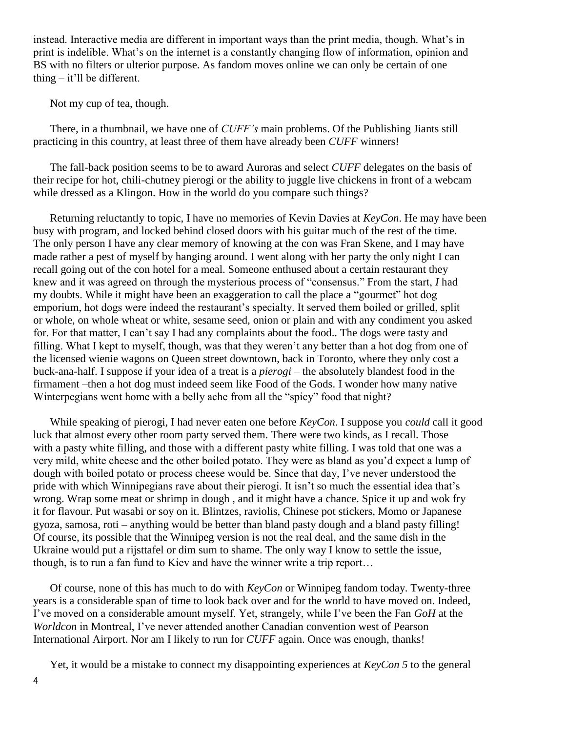instead. Interactive media are different in important ways than the print media, though. What's in print is indelible. What's on the internet is a constantly changing flow of information, opinion and BS with no filters or ulterior purpose. As fandom moves online we can only be certain of one thing – it'll be different.

Not my cup of tea, though.

There, in a thumbnail, we have one of *CUFF's* main problems. Of the Publishing Jiants still practicing in this country, at least three of them have already been *CUFF* winners!

The fall-back position seems to be to award Auroras and select *CUFF* delegates on the basis of their recipe for hot, chili-chutney pierogi or the ability to juggle live chickens in front of a webcam while dressed as a Klingon. How in the world do you compare such things?

Returning reluctantly to topic, I have no memories of Kevin Davies at *KeyCon*. He may have been busy with program, and locked behind closed doors with his guitar much of the rest of the time. The only person I have any clear memory of knowing at the con was Fran Skene, and I may have made rather a pest of myself by hanging around. I went along with her party the only night I can recall going out of the con hotel for a meal. Someone enthused about a certain restaurant they knew and it was agreed on through the mysterious process of "consensus." From the start, *I* had my doubts. While it might have been an exaggeration to call the place a "gourmet" hot dog emporium, hot dogs were indeed the restaurant's specialty. It served them boiled or grilled, split or whole, on whole wheat or white, sesame seed, onion or plain and with any condiment you asked for. For that matter, I can't say I had any complaints about the food.. The dogs were tasty and filling. What I kept to myself, though, was that they weren't any better than a hot dog from one of the licensed wienie wagons on Queen street downtown, back in Toronto, where they only cost a buck-ana-half. I suppose if your idea of a treat is a *pierogi* – the absolutely blandest food in the firmament –then a hot dog must indeed seem like Food of the Gods. I wonder how many native Winterpegians went home with a belly ache from all the "spicy" food that night?

While speaking of pierogi, I had never eaten one before *KeyCon*. I suppose you *could* call it good luck that almost every other room party served them. There were two kinds, as I recall. Those with a pasty white filling, and those with a different pasty white filling. I was told that one was a very mild, white cheese and the other boiled potato. They were as bland as you'd expect a lump of dough with boiled potato or process cheese would be. Since that day, I've never understood the pride with which Winnipegians rave about their pierogi. It isn't so much the essential idea that's wrong. Wrap some meat or shrimp in dough , and it might have a chance. Spice it up and wok fry it for flavour. Put wasabi or soy on it. Blintzes, raviolis, Chinese pot stickers, Momo or Japanese gyoza, samosa, roti – anything would be better than bland pasty dough and a bland pasty filling! Of course, its possible that the Winnipeg version is not the real deal, and the same dish in the Ukraine would put a rijsttafel or dim sum to shame. The only way I know to settle the issue, though, is to run a fan fund to Kiev and have the winner write a trip report…

Of course, none of this has much to do with *KeyCon* or Winnipeg fandom today. Twenty-three years is a considerable span of time to look back over and for the world to have moved on. Indeed, I've moved on a considerable amount myself. Yet, strangely, while I've been the Fan *GoH* at the *Worldcon* in Montreal, I've never attended another Canadian convention west of Pearson International Airport. Nor am I likely to run for *CUFF* again. Once was enough, thanks!

Yet, it would be a mistake to connect my disappointing experiences at *KeyCon 5* to the general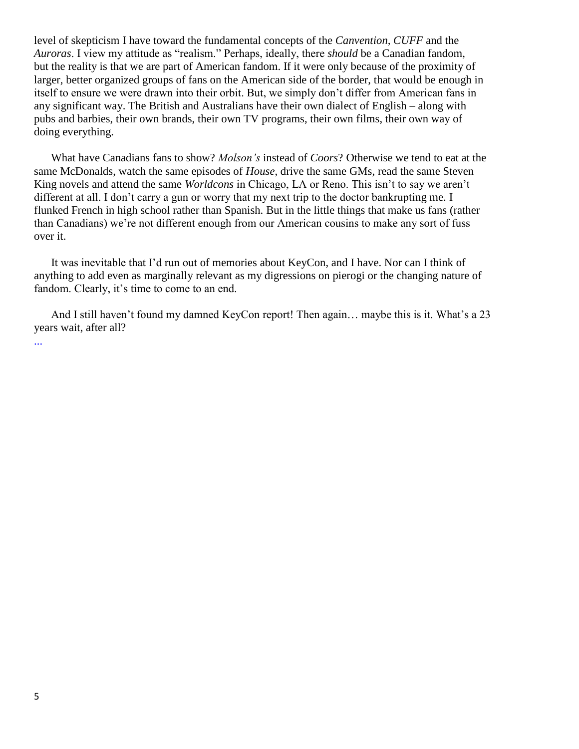level of skepticism I have toward the fundamental concepts of the *Canvention, CUFF* and the *Auroras*. I view my attitude as "realism." Perhaps, ideally, there *should* be a Canadian fandom, but the reality is that we are part of American fandom. If it were only because of the proximity of larger, better organized groups of fans on the American side of the border, that would be enough in itself to ensure we were drawn into their orbit. But, we simply don't differ from American fans in any significant way. The British and Australians have their own dialect of English – along with pubs and barbies, their own brands, their own TV programs, their own films, their own way of doing everything.

What have Canadians fans to show? *Molson's* instead of *Coors*? Otherwise we tend to eat at the same McDonalds, watch the same episodes of *House*, drive the same GMs, read the same Steven King novels and attend the same *Worldcons* in Chicago, LA or Reno. This isn't to say we aren't different at all. I don't carry a gun or worry that my next trip to the doctor bankrupting me. I flunked French in high school rather than Spanish. But in the little things that make us fans (rather than Canadians) we're not different enough from our American cousins to make any sort of fuss over it.

It was inevitable that I'd run out of memories about KeyCon, and I have. Nor can I think of anything to add even as marginally relevant as my digressions on pierogi or the changing nature of fandom. Clearly, it's time to come to an end.

And I still haven't found my damned KeyCon report! Then again… maybe this is it. What's a 23 years wait, after all?

...